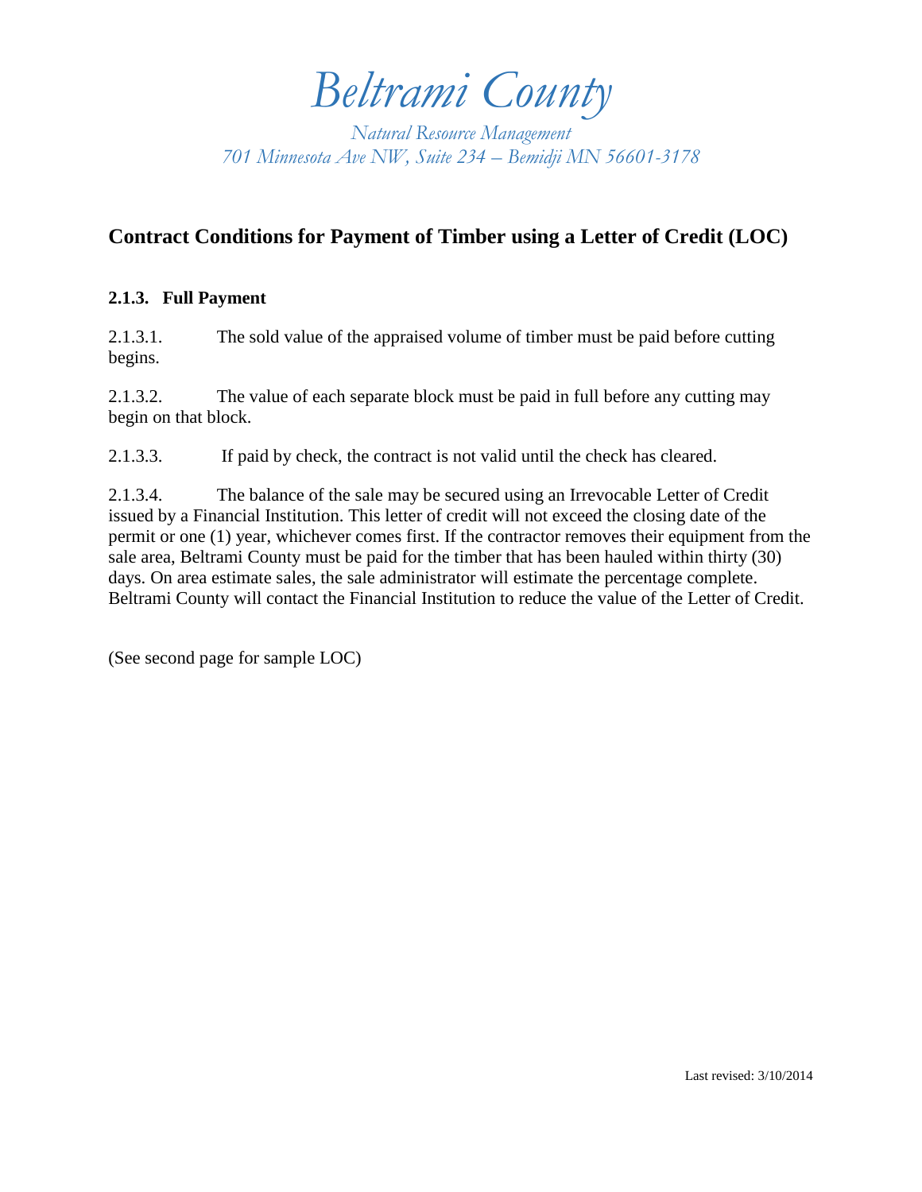# *Beltrami County*

*Natural Resource Management*
*701 Minnesota Ave NW, Suite 234 – Bemidji MN 56601-3178*

## Contract Conditions for Payment of Timber using a Letter of Credit (LOC)

### 2.1.3. Full Payment

2.1.3.1. The sold value of the appraised volume of timber must be paid before cutting begins.

2.1.3.2. The value of each separate block must be paid in full before any cutting may begin on that block.

2.1.3.3. If paid by check, the contract is not valid until the check has cleared.

2.1.3.4. The balance of the sale may be secured using an Irrevocable Letter of Credit issued by a Financial Institution. This letter of credit will not exceed the closing date of the permit or one (1) year, whichever comes first. If the contractor removes their equipment from the sale area, Beltrami County must be paid for the timber that has been hauled within thirty (30) days. On area estimate sales, the sale administrator will estimate the percentage complete. Beltrami County will contact the Financial Institution to reduce the value of the Letter of Credit.

(See second page for sample LOC)

Last revised: 3/10/2014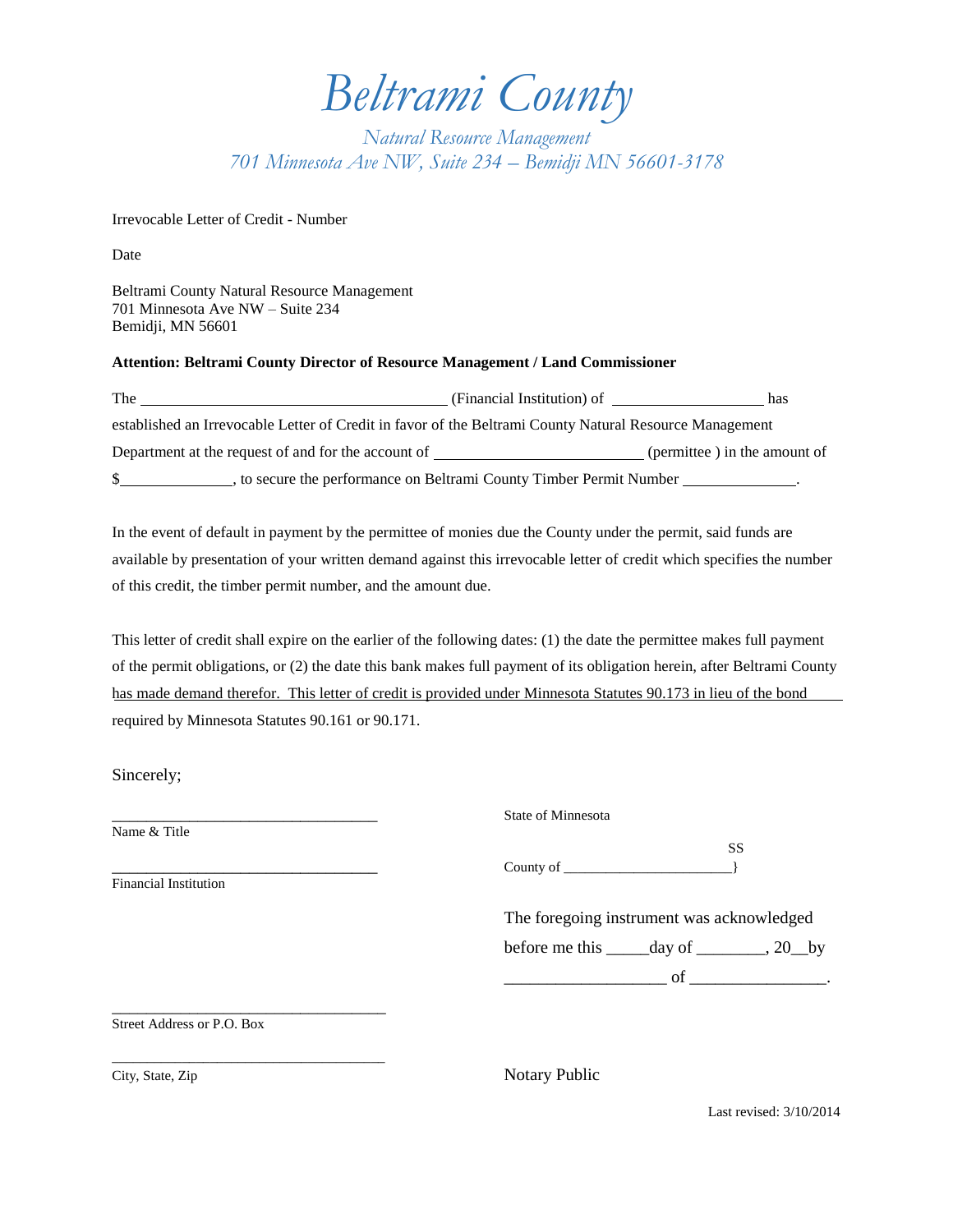# *Beltrami County*

*Natural Resource Management*
*701 Minnesota Ave NW, Suite 234 – Bemidji MN 56601-3178*

Irrevocable Letter of Credit - Number

Date

Beltrami County Natural Resource Management
701 Minnesota Ave NW – Suite 234
Bemidji, MN 56601

**Attention: Beltrami County Director of Resource Management / Land Commissioner**

The ______________________________ (Financial Institution) of ________________ has established an Irrevocable Letter of Credit in favor of the Beltrami County Natural Resource Management Department at the request of and for the account of ______________________ (permittee ) in the amount of $____________, to secure the performance on Beltrami County Timber Permit Number ____________.

In the event of default in payment by the permittee of monies due the County under the permit, said funds are available by presentation of your written demand against this irrevocable letter of credit which specifies the number of this credit, the timber permit number, and the amount due.

This letter of credit shall expire on the earlier of the following dates: (1) the date the permittee makes full payment of the permit obligations, or (2) the date this bank makes full payment of its obligation herein, after Beltrami County has made demand therefor. This letter of credit is provided under Minnesota Statutes 90.173 in lieu of the bond required by Minnesota Statutes 90.161 or 90.171.

Sincerely;

___________________________________
Name & Title

___________________________________
Financial Institution

___________________________________
Street Address or P.O. Box

___________________________________
City, State, Zip

State of Minnesota

SS

County of ______________________}

The foregoing instrument was acknowledged before me this _____day of ________, 20__by ___________________ of ________________.

Notary Public

Last revised: 3/10/2014